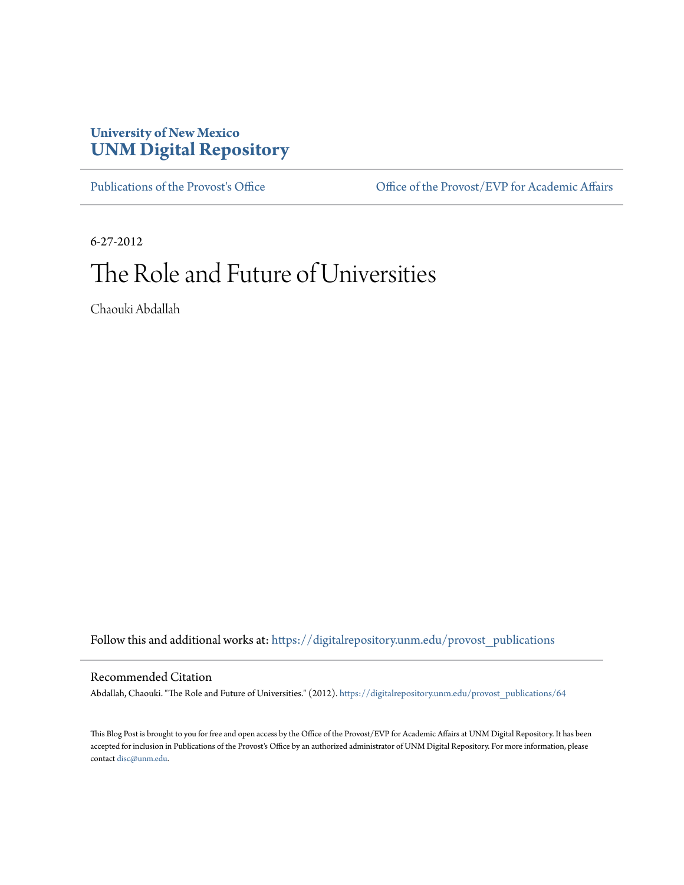University of New Mexico
**UNM Digital Repository**

Publications of the Provost's Office | Office of the Provost/EVP for Academic Affairs

6-27-2012

# The Role and Future of Universities

Chaouki Abdallah

Follow this and additional works at: https://digitalrepository.unm.edu/provost_publications

## Recommended Citation

Abdallah, Chaouki. "The Role and Future of Universities." (2012). https://digitalrepository.unm.edu/provost_publications/64

This Blog Post is brought to you for free and open access by the Office of the Provost/EVP for Academic Affairs at UNM Digital Repository. It has been accepted for inclusion in Publications of the Provost's Office by an authorized administrator of UNM Digital Repository. For more information, please contact disc@unm.edu.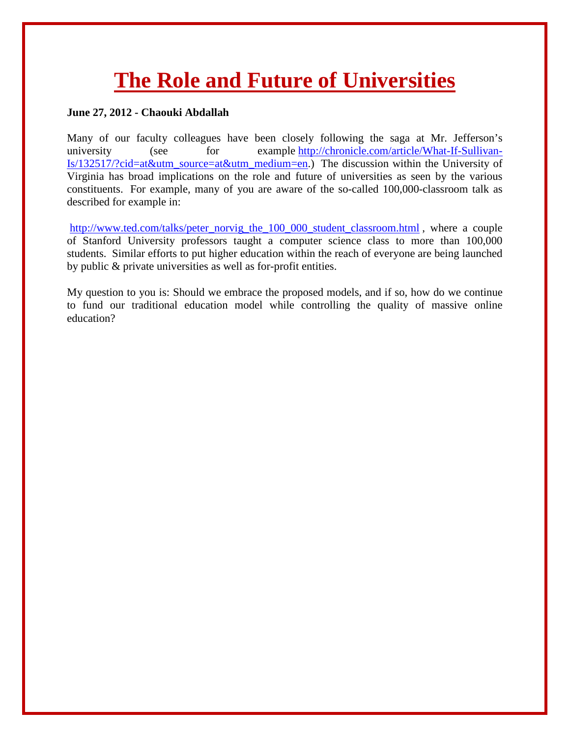# The Role and Future of Universities

**June 27, 2012 - Chaouki Abdallah**

Many of our faculty colleagues have been closely following the saga at Mr. Jefferson's university (see for example http://chronicle.com/article/What-If-Sullivan-Is/132517/?cid=at&utm_source=at&utm_medium=en.) The discussion within the University of Virginia has broad implications on the role and future of universities as seen by the various constituents. For example, many of you are aware of the so-called 100,000-classroom talk as described for example in:

http://www.ted.com/talks/peter_norvig_the_100_000_student_classroom.html , where a couple of Stanford University professors taught a computer science class to more than 100,000 students. Similar efforts to put higher education within the reach of everyone are being launched by public & private universities as well as for-profit entities.

My question to you is: Should we embrace the proposed models, and if so, how do we continue to fund our traditional education model while controlling the quality of massive online education?